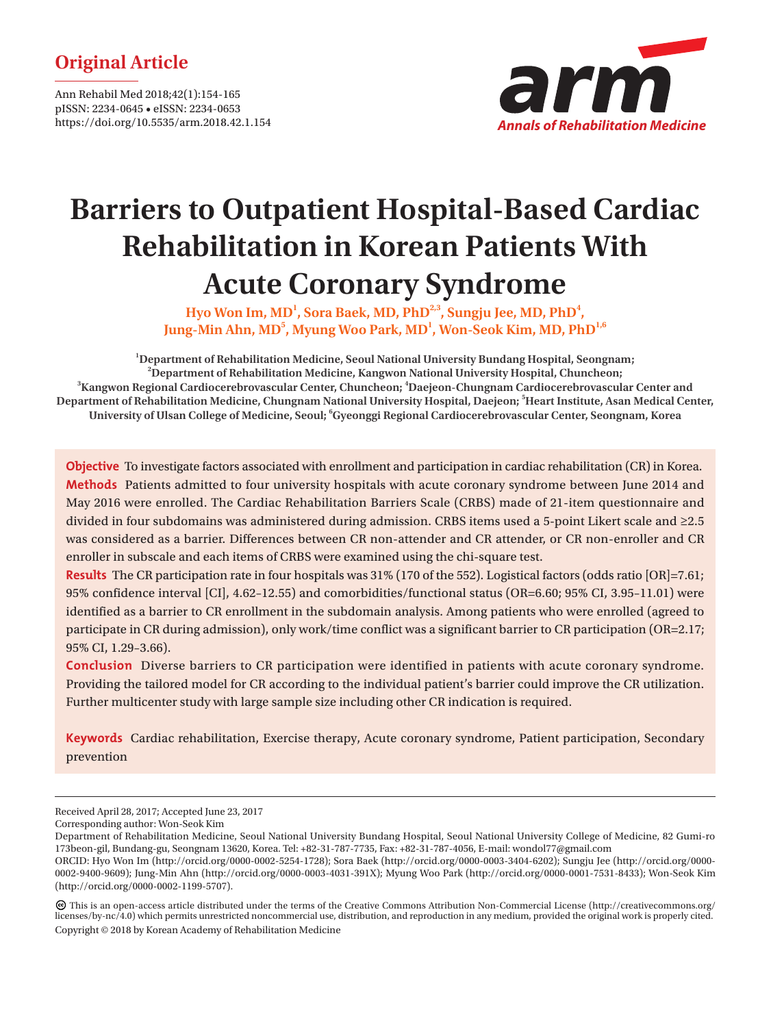Original Article

# Barriers to Outpatient Hospital-Based Cardiac Rehabilitation in Korean Patients With Acute Coronary Syndrome

Hyo Won Im, MD[1], Sora Baek, MD, PhD[2,3], Sungju Jee, MD, PhD[4], Jung-Min Ahn, MD[5], Myung Woo Park, MD[1], Won-Seok Kim, MD, PhD[1,6]

[1]Department of Rehabilitation Medicine, Seoul National University Bundang Hospital, Seongnam; [2]Department of Rehabilitation Medicine, Kangwon National University Hospital, Chuncheon; [3]Kangwon Regional Cardiocerebrovascular Center, Chuncheon; [4]Daejeon-Chungnam Cardiocerebrovascular Center and Department of Rehabilitation Medicine, Chungnam National University Hospital, Daejeon; [5]Heart Institute, Asan Medical Center, University of Ulsan College of Medicine, Seoul; [6]Gyeonggi Regional Cardiocerebrovascular Center, Seongnam, Korea

**Objective** To investigate factors associated with enrollment and participation in cardiac rehabilitation (CR) in Korea.

**Methods** Patients admitted to four university hospitals with acute coronary syndrome between June 2014 and May 2016 were enrolled. The Cardiac Rehabilitation Barriers Scale (CRBS) made of 21-item questionnaire and divided in four subdomains was administered during admission. CRBS items used a 5-point Likert scale and ≥2.5 was considered as a barrier. Differences between CR non-attender and CR attender, or CR non-enroller and CR enroller in subscale and each items of CRBS were examined using the chi-square test.

**Results** The CR participation rate in four hospitals was 31% (170 of the 552). Logistical factors (odds ratio [OR]=7.61; 95% confidence interval [CI], 4.62–12.55) and comorbidities/functional status (OR=6.60; 95% CI, 3.95–11.01) were identified as a barrier to CR enrollment in the subdomain analysis. Among patients who were enrolled (agreed to participate in CR during admission), only work/time conflict was a significant barrier to CR participation (OR=2.17; 95% CI, 1.29–3.66).

**Conclusion** Diverse barriers to CR participation were identified in patients with acute coronary syndrome. Providing the tailored model for CR according to the individual patient's barrier could improve the CR utilization. Further multicenter study with large sample size including other CR indication is required.

**Keywords** Cardiac rehabilitation, Exercise therapy, Acute coronary syndrome, Patient participation, Secondary prevention

Received April 28, 2017; Accepted June 23, 2017

Corresponding author: Won-Seok Kim

Department of Rehabilitation Medicine, Seoul National University Bundang Hospital, Seoul National University College of Medicine, 82 Gumi-ro 173beon-gil, Bundang-gu, Seongnam 13620, Korea. Tel: +82-31-787-7735, Fax: +82-31-787-4056, E-mail: wondol77@gmail.com

ORCID: Hyo Won Im (http://orcid.org/0000-0002-5254-1728); Sora Baek (http://orcid.org/0000-0003-3404-6202); Sungju Jee (http://orcid.org/0000-0002-9400-9609); Jung-Min Ahn (http://orcid.org/0000-0003-4031-391X); Myung Woo Park (http://orcid.org/0000-0001-7531-8433); Won-Seok Kim (http://orcid.org/0000-0002-1199-5707).

This is an open-access article distributed under the terms of the Creative Commons Attribution Non-Commercial License (http://creativecommons.org/licenses/by-nc/4.0) which permits unrestricted noncommercial use, distribution, and reproduction in any medium, provided the original work is properly cited.

Copyright © 2018 by Korean Academy of Rehabilitation Medicine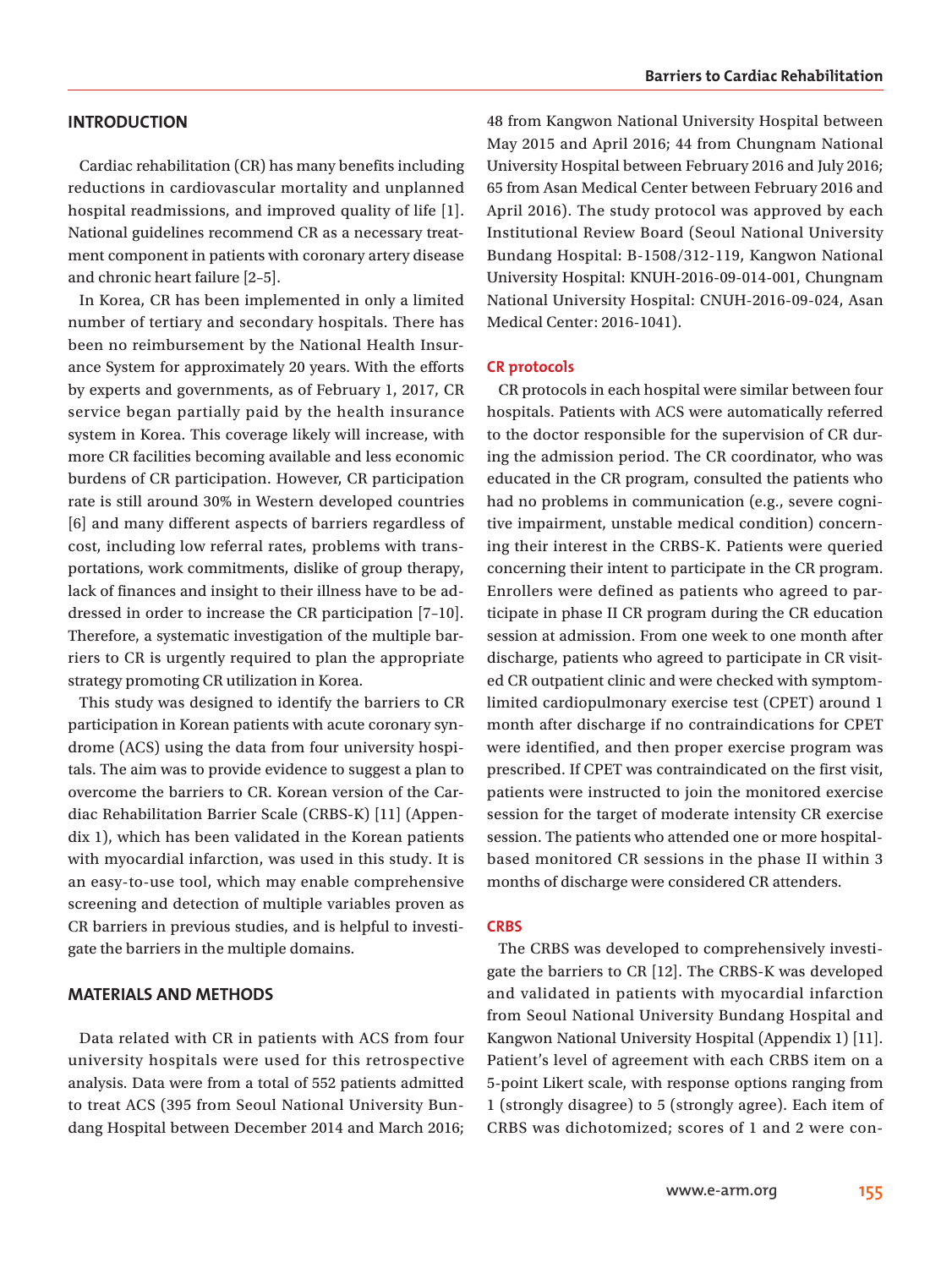## INTRODUCTION

Cardiac rehabilitation (CR) has many benefits including reductions in cardiovascular mortality and unplanned hospital readmissions, and improved quality of life [1]. National guidelines recommend CR as a necessary treatment component in patients with coronary artery disease and chronic heart failure [2–5].

In Korea, CR has been implemented in only a limited number of tertiary and secondary hospitals. There has been no reimbursement by the National Health Insurance System for approximately 20 years. With the efforts by experts and governments, as of February 1, 2017, CR service began partially paid by the health insurance system in Korea. This coverage likely will increase, with more CR facilities becoming available and less economic burdens of CR participation. However, CR participation rate is still around 30% in Western developed countries [6] and many different aspects of barriers regardless of cost, including low referral rates, problems with transportations, work commitments, dislike of group therapy, lack of finances and insight to their illness have to be addressed in order to increase the CR participation [7–10]. Therefore, a systematic investigation of the multiple barriers to CR is urgently required to plan the appropriate strategy promoting CR utilization in Korea.

This study was designed to identify the barriers to CR participation in Korean patients with acute coronary syndrome (ACS) using the data from four university hospitals. The aim was to provide evidence to suggest a plan to overcome the barriers to CR. Korean version of the Cardiac Rehabilitation Barrier Scale (CRBS-K) [11] (Appendix 1), which has been validated in the Korean patients with myocardial infarction, was used in this study. It is an easy-to-use tool, which may enable comprehensive screening and detection of multiple variables proven as CR barriers in previous studies, and is helpful to investigate the barriers in the multiple domains.

## MATERIALS AND METHODS

Data related with CR in patients with ACS from four university hospitals were used for this retrospective analysis. Data were from a total of 552 patients admitted to treat ACS (395 from Seoul National University Bundang Hospital between December 2014 and March 2016; 48 from Kangwon National University Hospital between May 2015 and April 2016; 44 from Chungnam National University Hospital between February 2016 and July 2016; 65 from Asan Medical Center between February 2016 and April 2016). The study protocol was approved by each Institutional Review Board (Seoul National University Bundang Hospital: B-1508/312-119, Kangwon National University Hospital: KNUH-2016-09-014-001, Chungnam National University Hospital: CNUH-2016-09-024, Asan Medical Center: 2016-1041).

### CR protocols

CR protocols in each hospital were similar between four hospitals. Patients with ACS were automatically referred to the doctor responsible for the supervision of CR during the admission period. The CR coordinator, who was educated in the CR program, consulted the patients who had no problems in communication (e.g., severe cognitive impairment, unstable medical condition) concerning their interest in the CRBS-K. Patients were queried concerning their intent to participate in the CR program. Enrollers were defined as patients who agreed to participate in phase II CR program during the CR education session at admission. From one week to one month after discharge, patients who agreed to participate in CR visited CR outpatient clinic and were checked with symptom-limited cardiopulmonary exercise test (CPET) around 1 month after discharge if no contraindications for CPET were identified, and then proper exercise program was prescribed. If CPET was contraindicated on the first visit, patients were instructed to join the monitored exercise session for the target of moderate intensity CR exercise session. The patients who attended one or more hospital-based monitored CR sessions in the phase II within 3 months of discharge were considered CR attenders.

### CRBS

The CRBS was developed to comprehensively investigate the barriers to CR [12]. The CRBS-K was developed and validated in patients with myocardial infarction from Seoul National University Bundang Hospital and Kangwon National University Hospital (Appendix 1) [11]. Patient's level of agreement with each CRBS item on a 5-point Likert scale, with response options ranging from 1 (strongly disagree) to 5 (strongly agree). Each item of CRBS was dichotomized; scores of 1 and 2 were con-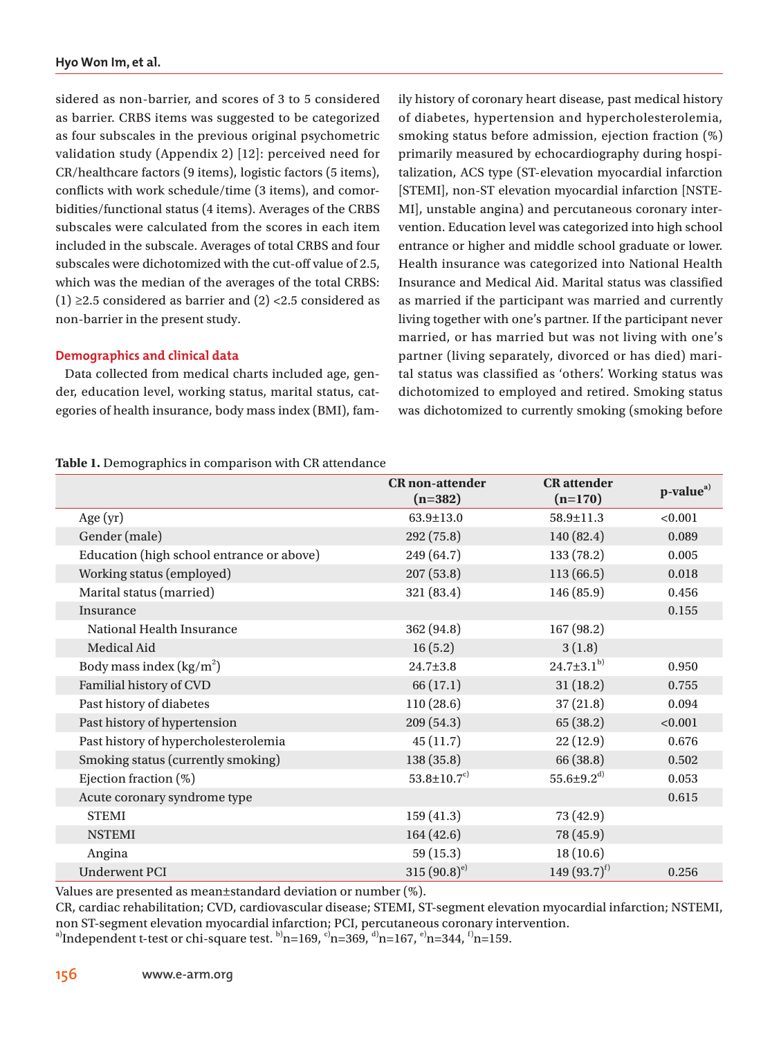sidered as non-barrier, and scores of 3 to 5 considered as barrier. CRBS items was suggested to be categorized as four subscales in the previous original psychometric validation study (Appendix 2) [12]: perceived need for CR/healthcare factors (9 items), logistic factors (5 items), conflicts with work schedule/time (3 items), and comorbidities/functional status (4 items). Averages of the CRBS subscales were calculated from the scores in each item included in the subscale. Averages of total CRBS and four subscales were dichotomized with the cut-off value of 2.5, which was the median of the averages of the total CRBS: (1) ≥2.5 considered as barrier and (2) <2.5 considered as non-barrier in the present study.

### Demographics and clinical data

Data collected from medical charts included age, gender, education level, working status, marital status, categories of health insurance, body mass index (BMI), family history of coronary heart disease, past medical history of diabetes, hypertension and hypercholesterolemia, smoking status before admission, ejection fraction (%) primarily measured by echocardiography during hospitalization, ACS type (ST-elevation myocardial infarction [STEMI], non-ST elevation myocardial infarction [NSTEMI], unstable angina) and percutaneous coronary intervention. Education level was categorized into high school entrance or higher and middle school graduate or lower. Health insurance was categorized into National Health Insurance and Medical Aid. Marital status was classified as married if the participant was married and currently living together with one's partner. If the participant never married, or has married but was not living with one's partner (living separately, divorced or has died) marital status was classified as 'others'. Working status was dichotomized to employed and retired. Smoking status was dichotomized to currently smoking (smoking before

**Table 1.** Demographics in comparison with CR attendance

| | CR non-attender (n=382) | CR attender (n=170) | p-value[a] |
|---|---|---|---|
| Age (yr) | 63.9±13.0 | 58.9±11.3 | <0.001 |
| Gender (male) | 292 (75.8) | 140 (82.4) | 0.089 |
| Education (high school entrance or above) | 249 (64.7) | 133 (78.2) | 0.005 |
| Working status (employed) | 207 (53.8) | 113 (66.5) | 0.018 |
| Marital status (married) | 321 (83.4) | 146 (85.9) | 0.456 |
| Insurance | | | 0.155 |
| National Health Insurance | 362 (94.8) | 167 (98.2) | |
| Medical Aid | 16 (5.2) | 3 (1.8) | |
| Body mass index (kg/m$^2$) | 24.7±3.8 | 24.7±3.1[b] | 0.950 |
| Familial history of CVD | 66 (17.1) | 31 (18.2) | 0.755 |
| Past history of diabetes | 110 (28.6) | 37 (21.8) | 0.094 |
| Past history of hypertension | 209 (54.3) | 65 (38.2) | <0.001 |
| Past history of hypercholesterolemia | 45 (11.7) | 22 (12.9) | 0.676 |
| Smoking status (currently smoking) | 138 (35.8) | 66 (38.8) | 0.502 |
| Ejection fraction (%) | 53.8±10.7[c] | 55.6±9.2[d] | 0.053 |
| Acute coronary syndrome type | | | 0.615 |
| STEMI | 159 (41.3) | 73 (42.9) | |
| NSTEMI | 164 (42.6) | 78 (45.9) | |
| Angina | 59 (15.3) | 18 (10.6) | |
| Underwent PCI | 315 (90.8)[e] | 149 (93.7)[f] | 0.256 |

Values are presented as mean±standard deviation or number (%).
CR, cardiac rehabilitation; CVD, cardiovascular disease; STEMI, ST-segment elevation myocardial infarction; NSTEMI, non ST-segment elevation myocardial infarction; PCI, percutaneous coronary intervention.
[a]Independent t-test or chi-square test. [b]n=169, [c]n=369, [d]n=167, [e]n=344, [f]n=159.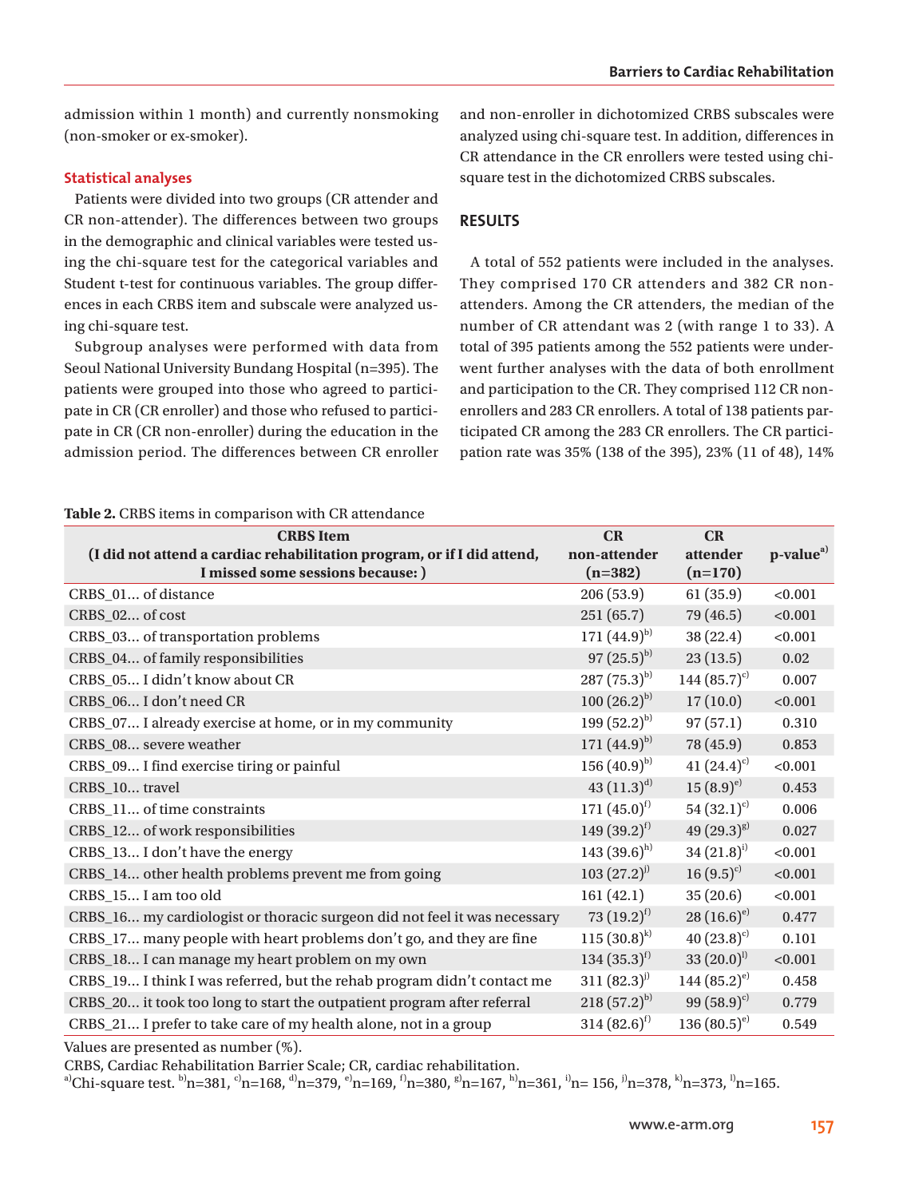admission within 1 month) and currently nonsmoking (non-smoker or ex-smoker).

### Statistical analyses

Patients were divided into two groups (CR attender and CR non-attender). The differences between two groups in the demographic and clinical variables were tested using the chi-square test for the categorical variables and Student t-test for continuous variables. The group differences in each CRBS item and subscale were analyzed using chi-square test.

Subgroup analyses were performed with data from Seoul National University Bundang Hospital (n=395). The patients were grouped into those who agreed to participate in CR (CR enroller) and those who refused to participate in CR (CR non-enroller) during the education in the admission period. The differences between CR enroller and non-enroller in dichotomized CRBS subscales were analyzed using chi-square test. In addition, differences in CR attendance in the CR enrollers were tested using chi-square test in the dichotomized CRBS subscales.

## RESULTS

A total of 552 patients were included in the analyses. They comprised 170 CR attenders and 382 CR non-attenders. Among the CR attenders, the median of the number of CR attendant was 2 (with range 1 to 33). A total of 395 patients among the 552 patients were underwent further analyses with the data of both enrollment and participation to the CR. They comprised 112 CR non-enrollers and 283 CR enrollers. A total of 138 patients participated CR among the 283 CR enrollers. The CR participation rate was 35% (138 of the 395), 23% (11 of 48), 14%

**Table 2.** CRBS items in comparison with CR attendance

| CRBS Item (I did not attend a cardiac rehabilitation program, or if I did attend, I missed some sessions because: ) | CR non-attender (n=382) | CR attender (n=170) | p-value[a] |
|---|---|---|---|
| CRBS_01... of distance | 206 (53.9) | 61 (35.9) | <0.001 |
| CRBS_02... of cost | 251 (65.7) | 79 (46.5) | <0.001 |
| CRBS_03... of transportation problems | 171 (44.9)[b] | 38 (22.4) | <0.001 |
| CRBS_04... of family responsibilities | 97 (25.5)[b] | 23 (13.5) | 0.02 |
| CRBS_05... I didn't know about CR | 287 (75.3)[b] | 144 (85.7)[c] | 0.007 |
| CRBS_06... I don't need CR | 100 (26.2)[b] | 17 (10.0) | <0.001 |
| CRBS_07... I already exercise at home, or in my community | 199 (52.2)[b] | 97 (57.1) | 0.310 |
| CRBS_08... severe weather | 171 (44.9)[b] | 78 (45.9) | 0.853 |
| CRBS_09... I find exercise tiring or painful | 156 (40.9)[b] | 41 (24.4)[c] | <0.001 |
| CRBS_10... travel | 43 (11.3)[d] | 15 (8.9)[e] | 0.453 |
| CRBS_11... of time constraints | 171 (45.0)[f] | 54 (32.1)[c] | 0.006 |
| CRBS_12... of work responsibilities | 149 (39.2)[f] | 49 (29.3)[g] | 0.027 |
| CRBS_13... I don't have the energy | 143 (39.6)[h] | 34 (21.8)[i] | <0.001 |
| CRBS_14... other health problems prevent me from going | 103 (27.2)[j] | 16 (9.5)[c] | <0.001 |
| CRBS_15... I am too old | 161 (42.1) | 35 (20.6) | <0.001 |
| CRBS_16... my cardiologist or thoracic surgeon did not feel it was necessary | 73 (19.2)[f] | 28 (16.6)[e] | 0.477 |
| CRBS_17... many people with heart problems don't go, and they are fine | 115 (30.8)[k] | 40 (23.8)[c] | 0.101 |
| CRBS_18... I can manage my heart problem on my own | 134 (35.3)[f] | 33 (20.0)[l] | <0.001 |
| CRBS_19... I think I was referred, but the rehab program didn't contact me | 311 (82.3)[j] | 144 (85.2)[e] | 0.458 |
| CRBS_20... it took too long to start the outpatient program after referral | 218 (57.2)[b] | 99 (58.9)[c] | 0.779 |
| CRBS_21... I prefer to take care of my health alone, not in a group | 314 (82.6)[f] | 136 (80.5)[e] | 0.549 |

Values are presented as number (%).

CRBS, Cardiac Rehabilitation Barrier Scale; CR, cardiac rehabilitation.

[a]Chi-square test. [b]n=381, [c]n=168, [d]n=379, [e]n=169, [f]n=380, [g]n=167, [h]n=361, [i]n= 156, [j]n=378, [k]n=373, [l]n=165.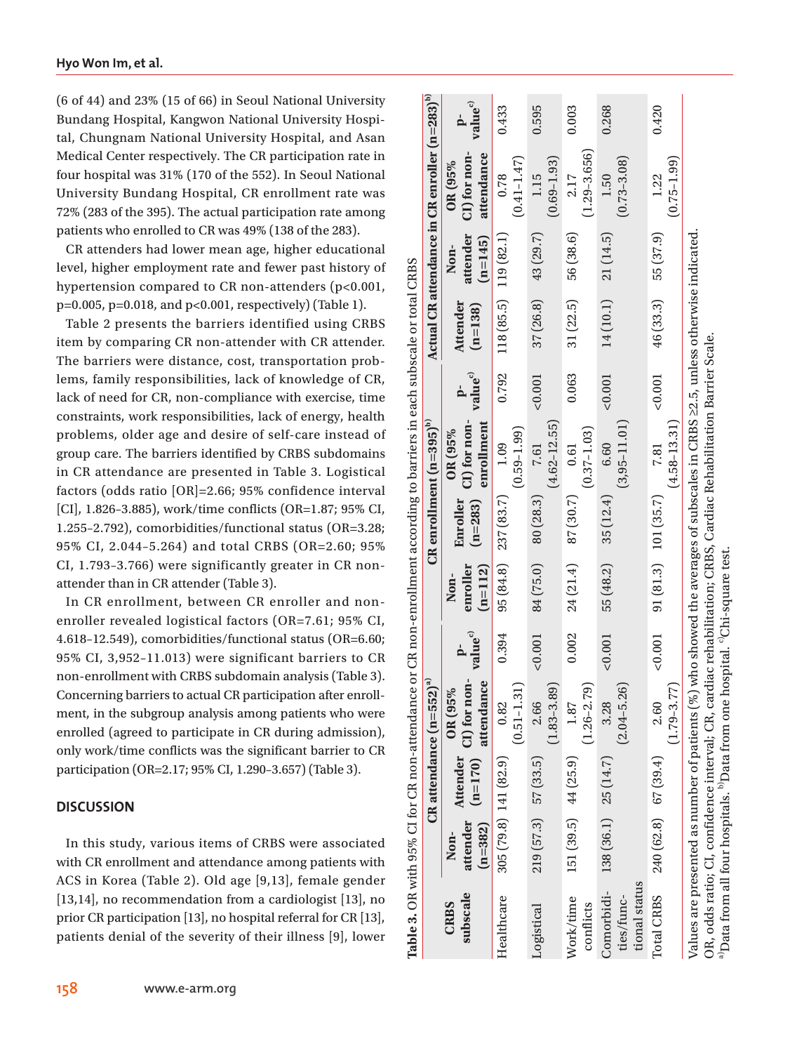(6 of 44) and 23% (15 of 66) in Seoul National University Bundang Hospital, Kangwon National University Hospital, Chungnam National University Hospital, and Asan Medical Center respectively. The CR participation rate in four hospital was 31% (170 of the 552). In Seoul National University Bundang Hospital, CR enrollment rate was 72% (283 of the 395). The actual participation rate among patients who enrolled to CR was 49% (138 of the 283).

CR attenders had lower mean age, higher educational level, higher employment rate and fewer past history of hypertension compared to CR non-attenders (p<0.001, p=0.005, p=0.018, and p<0.001, respectively) (Table 1).

Table 2 presents the barriers identified using CRBS item by comparing CR non-attender with CR attender. The barriers were distance, cost, transportation problems, family responsibilities, lack of knowledge of CR, lack of need for CR, non-compliance with exercise, time constraints, work responsibilities, lack of energy, health problems, older age and desire of self-care instead of group care. The barriers identified by CRBS subdomains in CR attendance are presented in Table 3. Logistical factors (odds ratio [OR]=2.66; 95% confidence interval [CI], 1.826–3.885), work/time conflicts (OR=1.87; 95% CI, 1.255–2.792), comorbidities/functional status (OR=3.28; 95% CI, 2.044–5.264) and total CRBS (OR=2.60; 95% CI, 1.793–3.766) were significantly greater in CR non-attender than in CR attender (Table 3).

In CR enrollment, between CR enroller and non-enroller revealed logistical factors (OR=7.61; 95% CI, 4.618–12.549), comorbidities/functional status (OR=6.60; 95% CI, 3,952–11.013) were significant barriers to CR non-enrollment with CRBS subdomain analysis (Table 3). Concerning barriers to actual CR participation after enrollment, in the subgroup analysis among patients who were enrolled (agreed to participate in CR during admission), only work/time conflicts was the significant barrier to CR participation (OR=2.17; 95% CI, 1.290–3.657) (Table 3).

## DISCUSSION

In this study, various items of CRBS were associated with CR enrollment and attendance among patients with ACS in Korea (Table 2). Old age [9,13], female gender [13,14], no recommendation from a cardiologist [13], no prior CR participation [13], no hospital referral for CR [13], patients denial of the severity of their illness [9], lower

**Table 3.** OR with 95% CI for CR non-attendance or CR non-enrollment according to barriers in each subscale or total CRBS

| CRBS subscale | CR attendance (n=552)[a] | | | | CR enrollment (n=395)[b] | | | | Actual CR attendance in CR enroller (n=283)[b] | | | |
|---|---|---|---|---|---|---|---|---|---|---|---|---|
| | Non-attender (n=382) | Attender (n=170) | OR (95% CI) for non-attendance | p-value[c] | Non-enroller (n=112) | Enroller (n=283) | OR (95% CI) for non-enrollment | p-value[c] | Attender (n=138) | Non-attender (n=145) | OR (95% CI) for non-attendance | p-value[c] |
| Healthcare | 305 (79.8) | 141 (82.9) | 0.82 (0.51–1.31) | 0.394 | 95 (84.8) | 237 (83.7) | 1.09 (0.59–1.99) | 0.792 | 118 (85.5) | 119 (82.1) | 0.78 (0.41–1.47) | 0.433 |
| Logistical | 219 (57.3) | 57 (33.5) | 2.66 (1.83–3.89) | <0.001 | 84 (75.0) | 80 (28.3) | 7.61 (4.62–12.55) | <0.001 | 37 (26.8) | 43 (29.7) | 1.15 (0.69–1.93) | 0.595 |
| Work/time conflicts | 151 (39.5) | 44 (25.9) | 1.87 (1.26–2.79) | 0.002 | 24 (21.4) | 87 (30.7) | 0.61 (0.37–1.03) | 0.063 | 31 (22.5) | 56 (38.6) | 2.17 (1.29–3.656) | 0.003 |
| Comorbidities/functional status | 138 (36.1) | 25 (14.7) | 3.28 (2.04–5.26) | <0.001 | 55 (48.2) | 35 (12.4) | 6.60 (3,95–11.01) | <0.001 | 14 (10.1) | 21 (14.5) | 1.50 (0.73–3.08) | 0.268 |
| Total CRBS | 240 (62.8) | 67 (39.4) | 2.60 (1.79–3.77) | <0.001 | 91 (81.3) | 101 (35.7) | 7.81 (4.58–13.31) | <0.001 | 46 (33.3) | 55 (37.9) | 1.22 (0.75–1.99) | 0.420 |

Values are presented as number of patients (%) who showed the averages of subscales in CRBS ≥2.5, unless otherwise indicated.
OR, odds ratio; CI, confidence interval; CR, cardiac rehabilitation; CRBS, Cardiac Rehabilitation Barrier Scale.
[a]Data from all four hospitals. [b]Data from one hospital. [c]Chi-square test.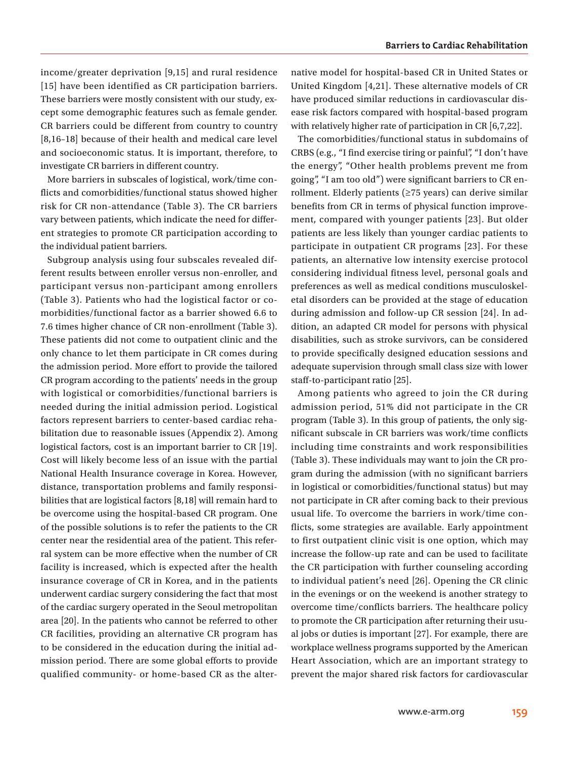income/greater deprivation [9,15] and rural residence [15] have been identified as CR participation barriers. These barriers were mostly consistent with our study, except some demographic features such as female gender. CR barriers could be different from country to country [8,16–18] because of their health and medical care level and socioeconomic status. It is important, therefore, to investigate CR barriers in different country.

More barriers in subscales of logistical, work/time conflicts and comorbidities/functional status showed higher risk for CR non-attendance (Table 3). The CR barriers vary between patients, which indicate the need for different strategies to promote CR participation according to the individual patient barriers.

Subgroup analysis using four subscales revealed different results between enroller versus non-enroller, and participant versus non-participant among enrollers (Table 3). Patients who had the logistical factor or comorbidities/functional factor as a barrier showed 6.6 to 7.6 times higher chance of CR non-enrollment (Table 3). These patients did not come to outpatient clinic and the only chance to let them participate in CR comes during the admission period. More effort to provide the tailored CR program according to the patients' needs in the group with logistical or comorbidities/functional barriers is needed during the initial admission period. Logistical factors represent barriers to center-based cardiac rehabilitation due to reasonable issues (Appendix 2). Among logistical factors, cost is an important barrier to CR [19]. Cost will likely become less of an issue with the partial National Health Insurance coverage in Korea. However, distance, transportation problems and family responsibilities that are logistical factors [8,18] will remain hard to be overcome using the hospital-based CR program. One of the possible solutions is to refer the patients to the CR center near the residential area of the patient. This referral system can be more effective when the number of CR facility is increased, which is expected after the health insurance coverage of CR in Korea, and in the patients underwent cardiac surgery considering the fact that most of the cardiac surgery operated in the Seoul metropolitan area [20]. In the patients who cannot be referred to other CR facilities, providing an alternative CR program has to be considered in the education during the initial admission period. There are some global efforts to provide qualified community- or home-based CR as the alternative model for hospital-based CR in United States or United Kingdom [4,21]. These alternative models of CR have produced similar reductions in cardiovascular disease risk factors compared with hospital-based program with relatively higher rate of participation in CR [6,7,22].

The comorbidities/functional status in subdomains of CRBS (e.g., "I find exercise tiring or painful", "I don't have the energy", "Other health problems prevent me from going", "I am too old") were significant barriers to CR enrollment. Elderly patients (≥75 years) can derive similar benefits from CR in terms of physical function improvement, compared with younger patients [23]. But older patients are less likely than younger cardiac patients to participate in outpatient CR programs [23]. For these patients, an alternative low intensity exercise protocol considering individual fitness level, personal goals and preferences as well as medical conditions musculoskeletal disorders can be provided at the stage of education during admission and follow-up CR session [24]. In addition, an adapted CR model for persons with physical disabilities, such as stroke survivors, can be considered to provide specifically designed education sessions and adequate supervision through small class size with lower staff-to-participant ratio [25].

Among patients who agreed to join the CR during admission period, 51% did not participate in the CR program (Table 3). In this group of patients, the only significant subscale in CR barriers was work/time conflicts including time constraints and work responsibilities (Table 3). These individuals may want to join the CR program during the admission (with no significant barriers in logistical or comorbidities/functional status) but may not participate in CR after coming back to their previous usual life. To overcome the barriers in work/time conflicts, some strategies are available. Early appointment to first outpatient clinic visit is one option, which may increase the follow-up rate and can be used to facilitate the CR participation with further counseling according to individual patient's need [26]. Opening the CR clinic in the evenings or on the weekend is another strategy to overcome time/conflicts barriers. The healthcare policy to promote the CR participation after returning their usual jobs or duties is important [27]. For example, there are workplace wellness programs supported by the American Heart Association, which are an important strategy to prevent the major shared risk factors for cardiovascular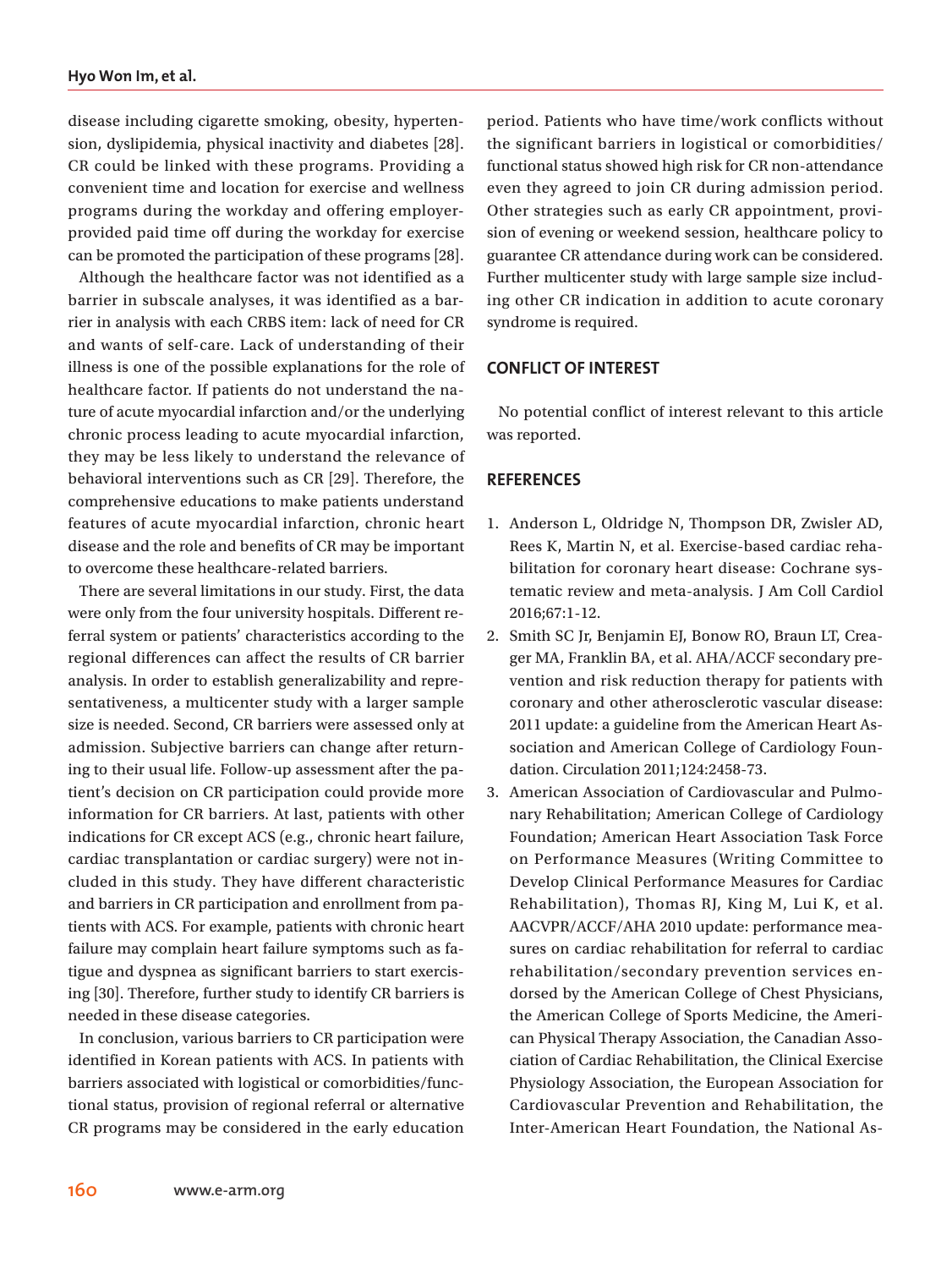disease including cigarette smoking, obesity, hypertension, dyslipidemia, physical inactivity and diabetes [28]. CR could be linked with these programs. Providing a convenient time and location for exercise and wellness programs during the workday and offering employer-provided paid time off during the workday for exercise can be promoted the participation of these programs [28].

Although the healthcare factor was not identified as a barrier in subscale analyses, it was identified as a barrier in analysis with each CRBS item: lack of need for CR and wants of self-care. Lack of understanding of their illness is one of the possible explanations for the role of healthcare factor. If patients do not understand the nature of acute myocardial infarction and/or the underlying chronic process leading to acute myocardial infarction, they may be less likely to understand the relevance of behavioral interventions such as CR [29]. Therefore, the comprehensive educations to make patients understand features of acute myocardial infarction, chronic heart disease and the role and benefits of CR may be important to overcome these healthcare-related barriers.

There are several limitations in our study. First, the data were only from the four university hospitals. Different referral system or patients' characteristics according to the regional differences can affect the results of CR barrier analysis. In order to establish generalizability and representativeness, a multicenter study with a larger sample size is needed. Second, CR barriers were assessed only at admission. Subjective barriers can change after returning to their usual life. Follow-up assessment after the patient's decision on CR participation could provide more information for CR barriers. At last, patients with other indications for CR except ACS (e.g., chronic heart failure, cardiac transplantation or cardiac surgery) were not included in this study. They have different characteristic and barriers in CR participation and enrollment from patients with ACS. For example, patients with chronic heart failure may complain heart failure symptoms such as fatigue and dyspnea as significant barriers to start exercising [30]. Therefore, further study to identify CR barriers is needed in these disease categories.

In conclusion, various barriers to CR participation were identified in Korean patients with ACS. In patients with barriers associated with logistical or comorbidities/functional status, provision of regional referral or alternative CR programs may be considered in the early education period. Patients who have time/work conflicts without the significant barriers in logistical or comorbidities/functional status showed high risk for CR non-attendance even they agreed to join CR during admission period. Other strategies such as early CR appointment, provision of evening or weekend session, healthcare policy to guarantee CR attendance during work can be considered. Further multicenter study with large sample size including other CR indication in addition to acute coronary syndrome is required.

## CONFLICT OF INTEREST

No potential conflict of interest relevant to this article was reported.

## REFERENCES

1. Anderson L, Oldridge N, Thompson DR, Zwisler AD, Rees K, Martin N, et al. Exercise-based cardiac rehabilitation for coronary heart disease: Cochrane systematic review and meta-analysis. J Am Coll Cardiol 2016;67:1-12.
2. Smith SC Jr, Benjamin EJ, Bonow RO, Braun LT, Creager MA, Franklin BA, et al. AHA/ACCF secondary prevention and risk reduction therapy for patients with coronary and other atherosclerotic vascular disease: 2011 update: a guideline from the American Heart Association and American College of Cardiology Foundation. Circulation 2011;124:2458-73.
3. American Association of Cardiovascular and Pulmonary Rehabilitation; American College of Cardiology Foundation; American Heart Association Task Force on Performance Measures (Writing Committee to Develop Clinical Performance Measures for Cardiac Rehabilitation), Thomas RJ, King M, Lui K, et al. AACVPR/ACCF/AHA 2010 update: performance measures on cardiac rehabilitation for referral to cardiac rehabilitation/secondary prevention services endorsed by the American College of Chest Physicians, the American College of Sports Medicine, the American Physical Therapy Association, the Canadian Association of Cardiac Rehabilitation, the Clinical Exercise Physiology Association, the European Association for Cardiovascular Prevention and Rehabilitation, the Inter-American Heart Foundation, the National As-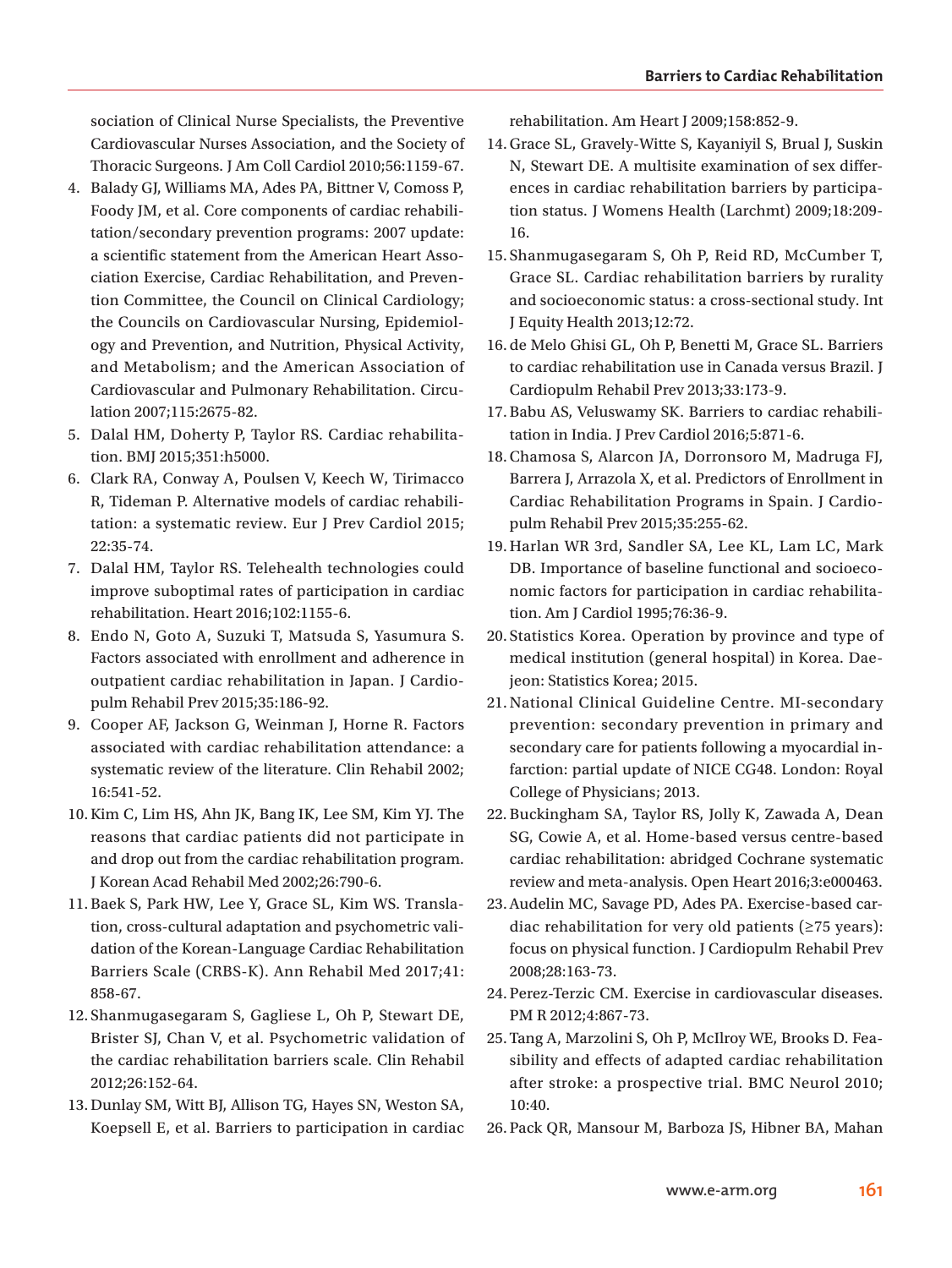sociation of Clinical Nurse Specialists, the Preventive Cardiovascular Nurses Association, and the Society of Thoracic Surgeons. J Am Coll Cardiol 2010;56:1159-67.

4. Balady GJ, Williams MA, Ades PA, Bittner V, Comoss P, Foody JM, et al. Core components of cardiac rehabilitation/secondary prevention programs: 2007 update: a scientific statement from the American Heart Association Exercise, Cardiac Rehabilitation, and Prevention Committee, the Council on Clinical Cardiology; the Councils on Cardiovascular Nursing, Epidemiology and Prevention, and Nutrition, Physical Activity, and Metabolism; and the American Association of Cardiovascular and Pulmonary Rehabilitation. Circulation 2007;115:2675-82.
5. Dalal HM, Doherty P, Taylor RS. Cardiac rehabilitation. BMJ 2015;351:h5000.
6. Clark RA, Conway A, Poulsen V, Keech W, Tirimacco R, Tideman P. Alternative models of cardiac rehabilitation: a systematic review. Eur J Prev Cardiol 2015; 22:35-74.
7. Dalal HM, Taylor RS. Telehealth technologies could improve suboptimal rates of participation in cardiac rehabilitation. Heart 2016;102:1155-6.
8. Endo N, Goto A, Suzuki T, Matsuda S, Yasumura S. Factors associated with enrollment and adherence in outpatient cardiac rehabilitation in Japan. J Cardiopulm Rehabil Prev 2015;35:186-92.
9. Cooper AF, Jackson G, Weinman J, Horne R. Factors associated with cardiac rehabilitation attendance: a systematic review of the literature. Clin Rehabil 2002; 16:541-52.
10. Kim C, Lim HS, Ahn JK, Bang IK, Lee SM, Kim YJ. The reasons that cardiac patients did not participate in and drop out from the cardiac rehabilitation program. J Korean Acad Rehabil Med 2002;26:790-6.
11. Baek S, Park HW, Lee Y, Grace SL, Kim WS. Translation, cross-cultural adaptation and psychometric validation of the Korean-Language Cardiac Rehabilitation Barriers Scale (CRBS-K). Ann Rehabil Med 2017;41: 858-67.
12. Shanmugasegaram S, Gagliese L, Oh P, Stewart DE, Brister SJ, Chan V, et al. Psychometric validation of the cardiac rehabilitation barriers scale. Clin Rehabil 2012;26:152-64.
13. Dunlay SM, Witt BJ, Allison TG, Hayes SN, Weston SA, Koepsell E, et al. Barriers to participation in cardiac rehabilitation. Am Heart J 2009;158:852-9.
14. Grace SL, Gravely-Witte S, Kayaniyil S, Brual J, Suskin N, Stewart DE. A multisite examination of sex differences in cardiac rehabilitation barriers by participation status. J Womens Health (Larchmt) 2009;18:209-16.
15. Shanmugasegaram S, Oh P, Reid RD, McCumber T, Grace SL. Cardiac rehabilitation barriers by rurality and socioeconomic status: a cross-sectional study. Int J Equity Health 2013;12:72.
16. de Melo Ghisi GL, Oh P, Benetti M, Grace SL. Barriers to cardiac rehabilitation use in Canada versus Brazil. J Cardiopulm Rehabil Prev 2013;33:173-9.
17. Babu AS, Veluswamy SK. Barriers to cardiac rehabilitation in India. J Prev Cardiol 2016;5:871-6.
18. Chamosa S, Alarcon JA, Dorronsoro M, Madruga FJ, Barrera J, Arrazola X, et al. Predictors of Enrollment in Cardiac Rehabilitation Programs in Spain. J Cardiopulm Rehabil Prev 2015;35:255-62.
19. Harlan WR 3rd, Sandler SA, Lee KL, Lam LC, Mark DB. Importance of baseline functional and socioeconomic factors for participation in cardiac rehabilitation. Am J Cardiol 1995;76:36-9.
20. Statistics Korea. Operation by province and type of medical institution (general hospital) in Korea. Daejeon: Statistics Korea; 2015.
21. National Clinical Guideline Centre. MI-secondary prevention: secondary prevention in primary and secondary care for patients following a myocardial infarction: partial update of NICE CG48. London: Royal College of Physicians; 2013.
22. Buckingham SA, Taylor RS, Jolly K, Zawada A, Dean SG, Cowie A, et al. Home-based versus centre-based cardiac rehabilitation: abridged Cochrane systematic review and meta-analysis. Open Heart 2016;3:e000463.
23. Audelin MC, Savage PD, Ades PA. Exercise-based cardiac rehabilitation for very old patients (≥75 years): focus on physical function. J Cardiopulm Rehabil Prev 2008;28:163-73.
24. Perez-Terzic CM. Exercise in cardiovascular diseases. PM R 2012;4:867-73.
25. Tang A, Marzolini S, Oh P, McIlroy WE, Brooks D. Feasibility and effects of adapted cardiac rehabilitation after stroke: a prospective trial. BMC Neurol 2010; 10:40.
26. Pack QR, Mansour M, Barboza JS, Hibner BA, Mahan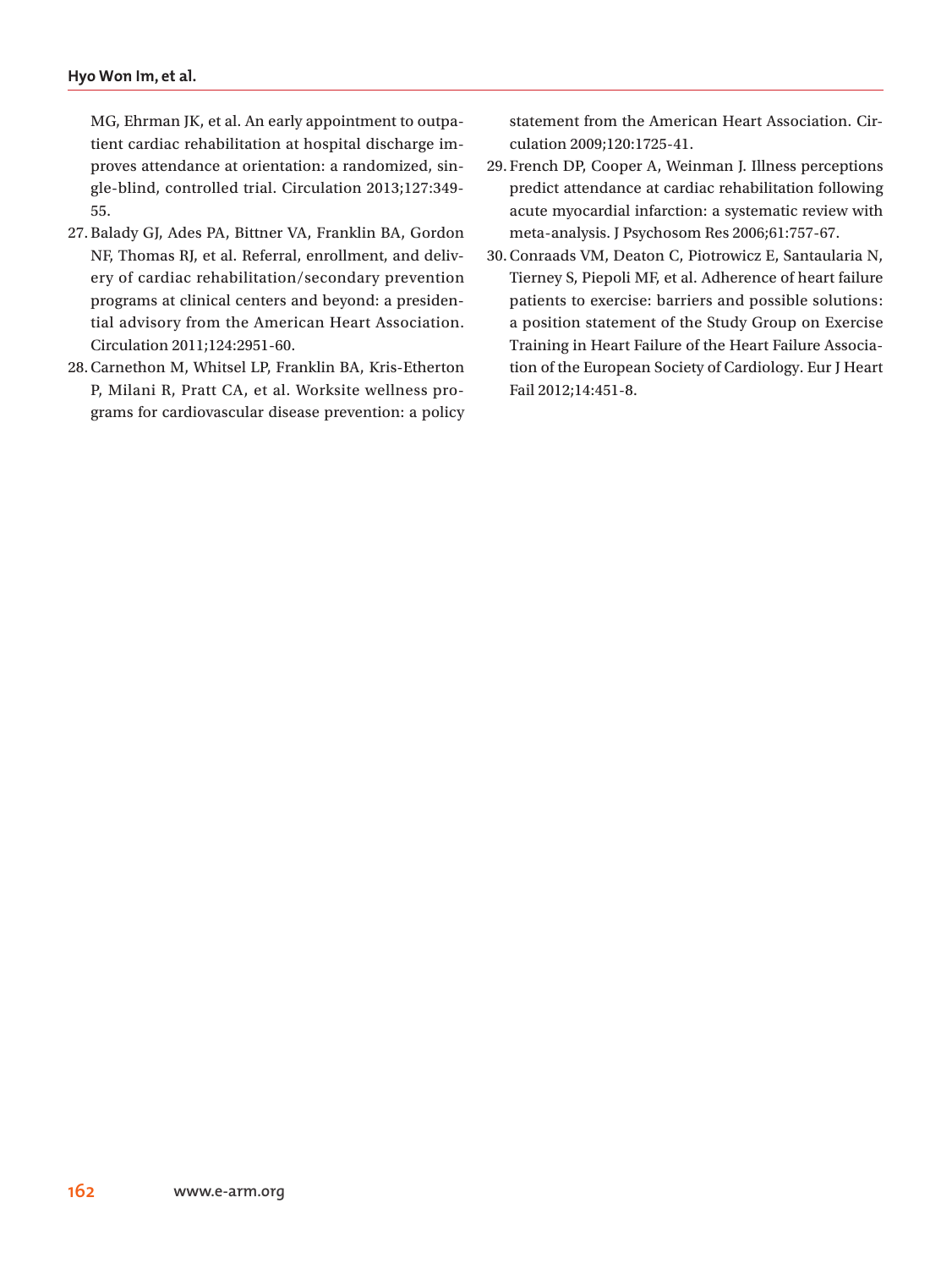MG, Ehrman JK, et al. An early appointment to outpatient cardiac rehabilitation at hospital discharge improves attendance at orientation: a randomized, single-blind, controlled trial. Circulation 2013;127:349-55.

27. Balady GJ, Ades PA, Bittner VA, Franklin BA, Gordon NF, Thomas RJ, et al. Referral, enrollment, and delivery of cardiac rehabilitation/secondary prevention programs at clinical centers and beyond: a presidential advisory from the American Heart Association. Circulation 2011;124:2951-60.
28. Carnethon M, Whitsel LP, Franklin BA, Kris-Etherton P, Milani R, Pratt CA, et al. Worksite wellness programs for cardiovascular disease prevention: a policy statement from the American Heart Association. Circulation 2009;120:1725-41.
29. French DP, Cooper A, Weinman J. Illness perceptions predict attendance at cardiac rehabilitation following acute myocardial infarction: a systematic review with meta-analysis. J Psychosom Res 2006;61:757-67.
30. Conraads VM, Deaton C, Piotrowicz E, Santaularia N, Tierney S, Piepoli MF, et al. Adherence of heart failure patients to exercise: barriers and possible solutions: a position statement of the Study Group on Exercise Training in Heart Failure of the Heart Failure Association of the European Society of Cardiology. Eur J Heart Fail 2012;14:451-8.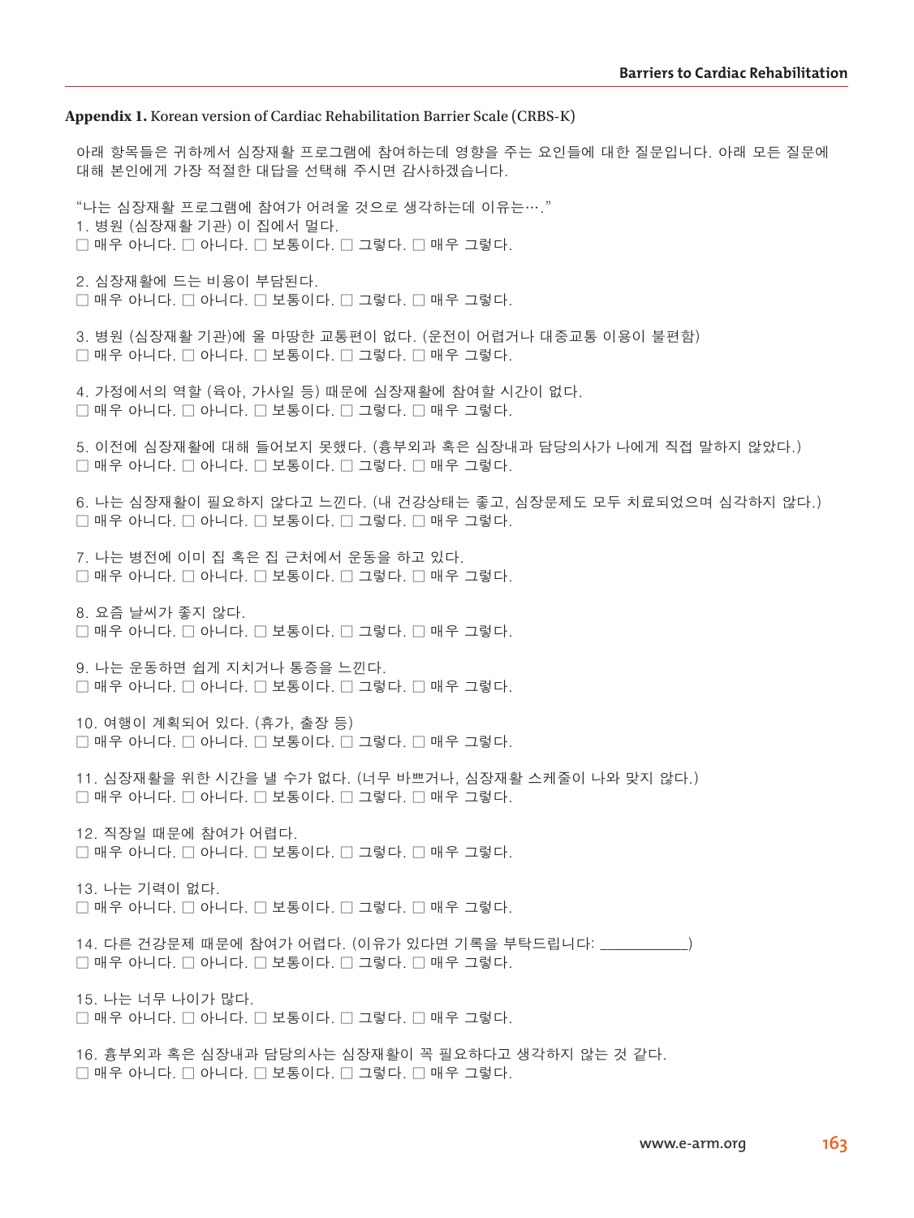**Appendix 1.** Korean version of Cardiac Rehabilitation Barrier Scale (CRBS-K)

아래 항목들은 귀하께서 심장재활 프로그램에 참여하는데 영향을 주는 요인들에 대한 질문입니다. 아래 모든 질문에 대해 본인에게 가장 적절한 대답을 선택해 주시면 감사하겠습니다.

“나는 심장재활 프로그램에 참여가 어려울 것으로 생각하는데 이유는….”

1. 병원 (심장재활 기관) 이 집에서 멀다.
☐ 매우 아니다. ☐ 아니다. ☐ 보통이다. ☐ 그렇다. ☐ 매우 그렇다.

2. 심장재활에 드는 비용이 부담된다.
☐ 매우 아니다. ☐ 아니다. ☐ 보통이다. ☐ 그렇다. ☐ 매우 그렇다.

3. 병원 (심장재활 기관)에 올 마땅한 교통편이 없다. (운전이 어렵거나 대중교통 이용이 불편함)
☐ 매우 아니다. ☐ 아니다. ☐ 보통이다. ☐ 그렇다. ☐ 매우 그렇다.

4. 가정에서의 역할 (육아, 가사일 등) 때문에 심장재활에 참여할 시간이 없다.
☐ 매우 아니다. ☐ 아니다. ☐ 보통이다. ☐ 그렇다. ☐ 매우 그렇다.

5. 이전에 심장재활에 대해 들어보지 못했다. (흉부외과 혹은 심장내과 담당의사가 나에게 직접 말하지 않았다.)
☐ 매우 아니다. ☐ 아니다. ☐ 보통이다. ☐ 그렇다. ☐ 매우 그렇다.

6. 나는 심장재활이 필요하지 않다고 느낀다. (내 건강상태는 좋고, 심장문제도 모두 치료되었으며 심각하지 않다.)
☐ 매우 아니다. ☐ 아니다. ☐ 보통이다. ☐ 그렇다. ☐ 매우 그렇다.

7. 나는 병전에 이미 집 혹은 집 근처에서 운동을 하고 있다.
☐ 매우 아니다. ☐ 아니다. ☐ 보통이다. ☐ 그렇다. ☐ 매우 그렇다.

8. 요즘 날씨가 좋지 않다.
☐ 매우 아니다. ☐ 아니다. ☐ 보통이다. ☐ 그렇다. ☐ 매우 그렇다.

9. 나는 운동하면 쉽게 지치거나 통증을 느낀다.
☐ 매우 아니다. ☐ 아니다. ☐ 보통이다. ☐ 그렇다. ☐ 매우 그렇다.

10. 여행이 계획되어 있다. (휴가, 출장 등)
☐ 매우 아니다. ☐ 아니다. ☐ 보통이다. ☐ 그렇다. ☐ 매우 그렇다.

11. 심장재활을 위한 시간을 낼 수가 없다. (너무 바쁘거나, 심장재활 스케줄이 나와 맞지 않다.)
☐ 매우 아니다. ☐ 아니다. ☐ 보통이다. ☐ 그렇다. ☐ 매우 그렇다.

12. 직장일 때문에 참여가 어렵다.
☐ 매우 아니다. ☐ 아니다. ☐ 보통이다. ☐ 그렇다. ☐ 매우 그렇다.

13. 나는 기력이 없다.
☐ 매우 아니다. ☐ 아니다. ☐ 보통이다. ☐ 그렇다. ☐ 매우 그렇다.

14. 다른 건강문제 때문에 참여가 어렵다. (이유가 있다면 기록을 부탁드립니다: ___________)
☐ 매우 아니다. ☐ 아니다. ☐ 보통이다. ☐ 그렇다. ☐ 매우 그렇다.

15. 나는 너무 나이가 많다.
☐ 매우 아니다. ☐ 아니다. ☐ 보통이다. ☐ 그렇다. ☐ 매우 그렇다.

16. 흉부외과 혹은 심장내과 담당의사는 심장재활이 꼭 필요하다고 생각하지 않는 것 같다.
☐ 매우 아니다. ☐ 아니다. ☐ 보통이다. ☐ 그렇다. ☐ 매우 그렇다.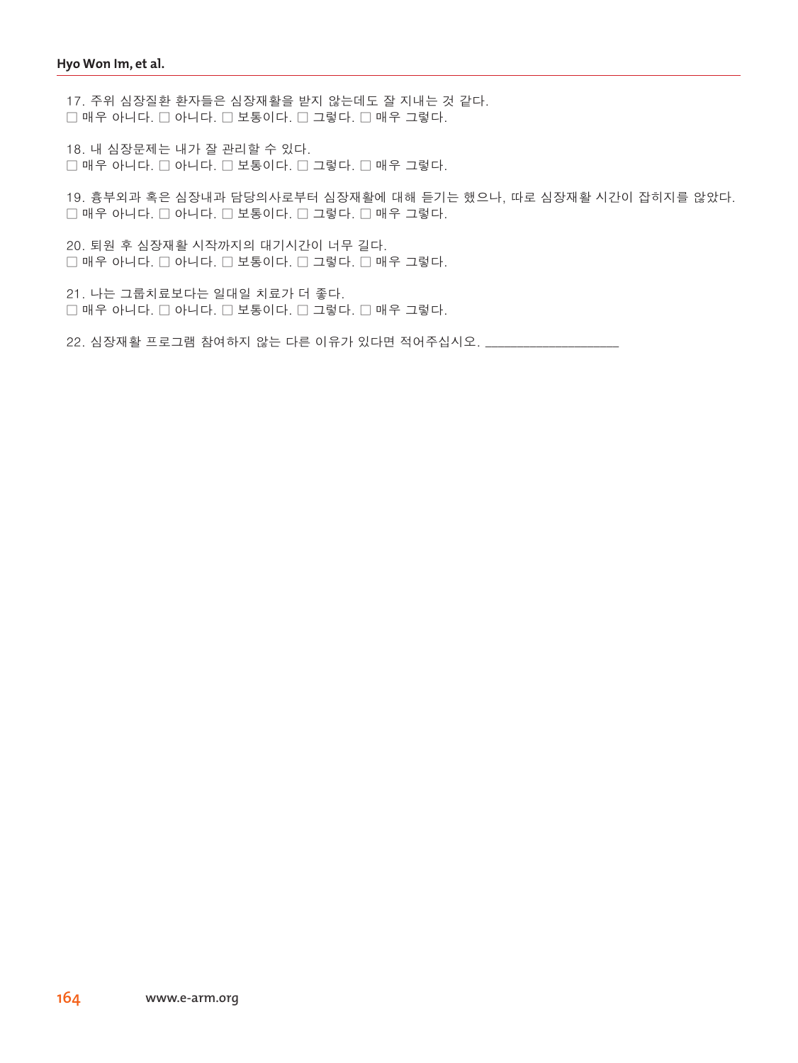17. 주위 심장질환 환자들은 심장재활을 받지 않는데도 잘 지내는 것 같다.
□ 매우 아니다. □ 아니다. □ 보통이다. □ 그렇다. □ 매우 그렇다.

18. 내 심장문제는 내가 잘 관리할 수 있다.
□ 매우 아니다. □ 아니다. □ 보통이다. □ 그렇다. □ 매우 그렇다.

19. 흉부외과 혹은 심장내과 담당의사로부터 심장재활에 대해 듣기는 했으나, 따로 심장재활 시간이 잡히지를 않았다.
□ 매우 아니다. □ 아니다. □ 보통이다. □ 그렇다. □ 매우 그렇다.

20. 퇴원 후 심장재활 시작까지의 대기시간이 너무 길다.
□ 매우 아니다. □ 아니다. □ 보통이다. □ 그렇다. □ 매우 그렇다.

21. 나는 그룹치료보다는 일대일 치료가 더 좋다.
□ 매우 아니다. □ 아니다. □ 보통이다. □ 그렇다. □ 매우 그렇다.

22. 심장재활 프로그램 참여하지 않는 다른 이유가 있다면 적어주십시오. ____________________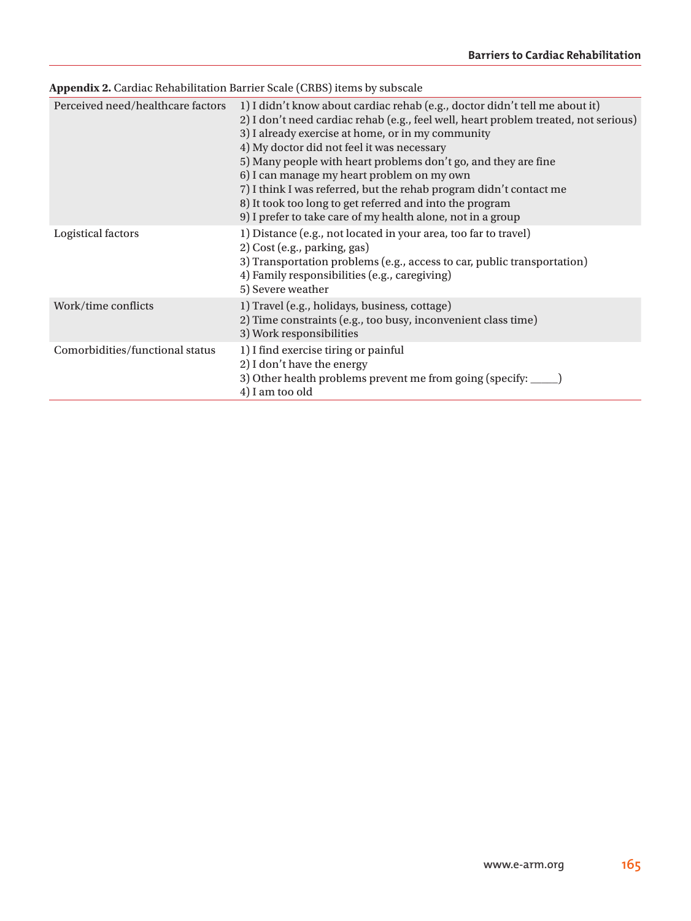**Appendix 2.** Cardiac Rehabilitation Barrier Scale (CRBS) items by subscale

| | |
|---|---|
| Perceived need/healthcare factors | 1) I didn't know about cardiac rehab (e.g., doctor didn't tell me about it)<br>2) I don't need cardiac rehab (e.g., feel well, heart problem treated, not serious)<br>3) I already exercise at home, or in my community<br>4) My doctor did not feel it was necessary<br>5) Many people with heart problems don't go, and they are fine<br>6) I can manage my heart problem on my own<br>7) I think I was referred, but the rehab program didn't contact me<br>8) It took too long to get referred and into the program<br>9) I prefer to take care of my health alone, not in a group |
| Logistical factors | 1) Distance (e.g., not located in your area, too far to travel)<br>2) Cost (e.g., parking, gas)<br>3) Transportation problems (e.g., access to car, public transportation)<br>4) Family responsibilities (e.g., caregiving)<br>5) Severe weather |
| Work/time conflicts | 1) Travel (e.g., holidays, business, cottage)<br>2) Time constraints (e.g., too busy, inconvenient class time)<br>3) Work responsibilities |
| Comorbidities/functional status | 1) I find exercise tiring or painful<br>2) I don't have the energy<br>3) Other health problems prevent me from going (specify: _____)<br>4) I am too old |